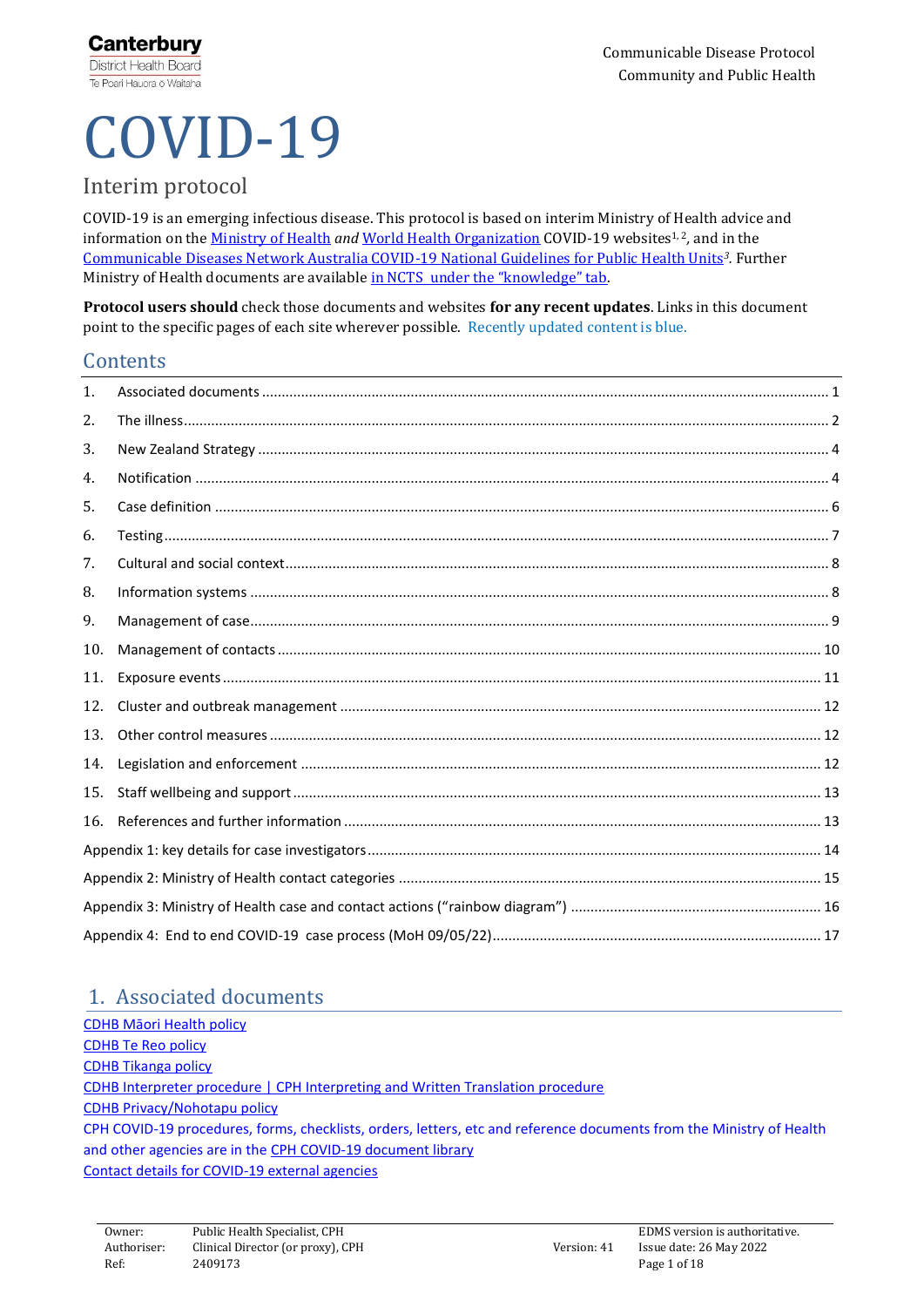# COVID-19

## Interim protocol

COVID-19 is an emerging infectious disease. This protocol is based on interim Ministry of Health advice and information on the Ministry of Health *and* World Health Organization COVID-19 websites[1, 2], and in the Communicable Diseases Network Australia COVID-19 National Guidelines for Public Health Units[3]. Further Ministry of Health documents are available in NCTS under the "knowledge" tab.

**Protocol users should** check those documents and websites **for any recent updates**. Links in this document point to the specific pages of each site wherever possible. Recently updated content is blue.

## Contents

| | | |
|---|---|---|
| 1. | Associated documents | 1 |
| 2. | The illness | 2 |
| 3. | New Zealand Strategy | 4 |
| 4. | Notification | 4 |
| 5. | Case definition | 6 |
| 6. | Testing | 7 |
| 7. | Cultural and social context | 8 |
| 8. | Information systems | 8 |
| 9. | Management of case | 9 |
| 10. | Management of contacts | 10 |
| 11. | Exposure events | 11 |
| 12. | Cluster and outbreak management | 12 |
| 13. | Other control measures | 12 |
| 14. | Legislation and enforcement | 12 |
| 15. | Staff wellbeing and support | 13 |
| 16. | References and further information | 13 |
| | Appendix 1: key details for case investigators | 14 |
| | Appendix 2: Ministry of Health contact categories | 15 |
| | Appendix 3: Ministry of Health case and contact actions ("rainbow diagram") | 16 |
| | Appendix 4: End to end COVID-19 case process (MoH 09/05/22) | 17 |

## 1. Associated documents

CDHB Māori Health policy
CDHB Te Reo policy
CDHB Tikanga policy
CDHB Interpreter procedure | CPH Interpreting and Written Translation procedure
CDHB Privacy/Nohotapu policy
CPH COVID-19 procedures, forms, checklists, orders, letters, etc and reference documents from the Ministry of Health and other agencies are in the CPH COVID-19 document library
Contact details for COVID-19 external agencies

| Owner: | Public Health Specialist, CPH | | EDMS version is authoritative. |
|---|---|---|---|
| Authoriser: | Clinical Director (or proxy), CPH | Version: 41 | Issue date: 26 May 2022 |
| Ref: | 2409173 | | |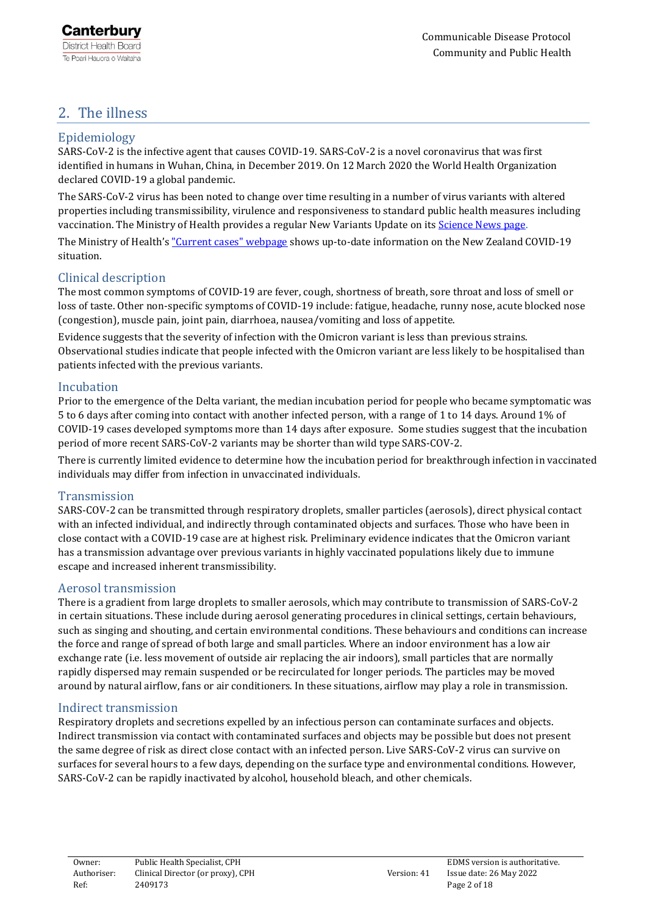## 2. The illness

### Epidemiology

SARS-CoV-2 is the infective agent that causes COVID-19. SARS-CoV-2 is a novel coronavirus that was first identified in humans in Wuhan, China, in December 2019. On 12 March 2020 the World Health Organization declared COVID-19 a global pandemic.

The SARS-CoV-2 virus has been noted to change over time resulting in a number of virus variants with altered properties including transmissibility, virulence and responsiveness to standard public health measures including vaccination. The Ministry of Health provides a regular New Variants Update on its Science News page.

The Ministry of Health's "Current cases" webpage shows up-to-date information on the New Zealand COVID-19 situation.

### Clinical description

The most common symptoms of COVID-19 are fever, cough, shortness of breath, sore throat and loss of smell or loss of taste. Other non-specific symptoms of COVID-19 include: fatigue, headache, runny nose, acute blocked nose (congestion), muscle pain, joint pain, diarrhoea, nausea/vomiting and loss of appetite.

Evidence suggests that the severity of infection with the Omicron variant is less than previous strains. Observational studies indicate that people infected with the Omicron variant are less likely to be hospitalised than patients infected with the previous variants.

### Incubation

Prior to the emergence of the Delta variant, the median incubation period for people who became symptomatic was 5 to 6 days after coming into contact with another infected person, with a range of 1 to 14 days. Around 1% of COVID-19 cases developed symptoms more than 14 days after exposure. Some studies suggest that the incubation period of more recent SARS-CoV-2 variants may be shorter than wild type SARS-COV-2.

There is currently limited evidence to determine how the incubation period for breakthrough infection in vaccinated individuals may differ from infection in unvaccinated individuals.

### Transmission

SARS-COV-2 can be transmitted through respiratory droplets, smaller particles (aerosols), direct physical contact with an infected individual, and indirectly through contaminated objects and surfaces. Those who have been in close contact with a COVID-19 case are at highest risk. Preliminary evidence indicates that the Omicron variant has a transmission advantage over previous variants in highly vaccinated populations likely due to immune escape and increased inherent transmissibility.

### Aerosol transmission

There is a gradient from large droplets to smaller aerosols, which may contribute to transmission of SARS-CoV-2 in certain situations. These include during aerosol generating procedures in clinical settings, certain behaviours, such as singing and shouting, and certain environmental conditions. These behaviours and conditions can increase the force and range of spread of both large and small particles. Where an indoor environment has a low air exchange rate (i.e. less movement of outside air replacing the air indoors), small particles that are normally rapidly dispersed may remain suspended or be recirculated for longer periods. The particles may be moved around by natural airflow, fans or air conditioners. In these situations, airflow may play a role in transmission.

### Indirect transmission

Respiratory droplets and secretions expelled by an infectious person can contaminate surfaces and objects. Indirect transmission via contact with contaminated surfaces and objects may be possible but does not present the same degree of risk as direct close contact with an infected person. Live SARS-CoV-2 virus can survive on surfaces for several hours to a few days, depending on the surface type and environmental conditions. However, SARS-CoV-2 can be rapidly inactivated by alcohol, household bleach, and other chemicals.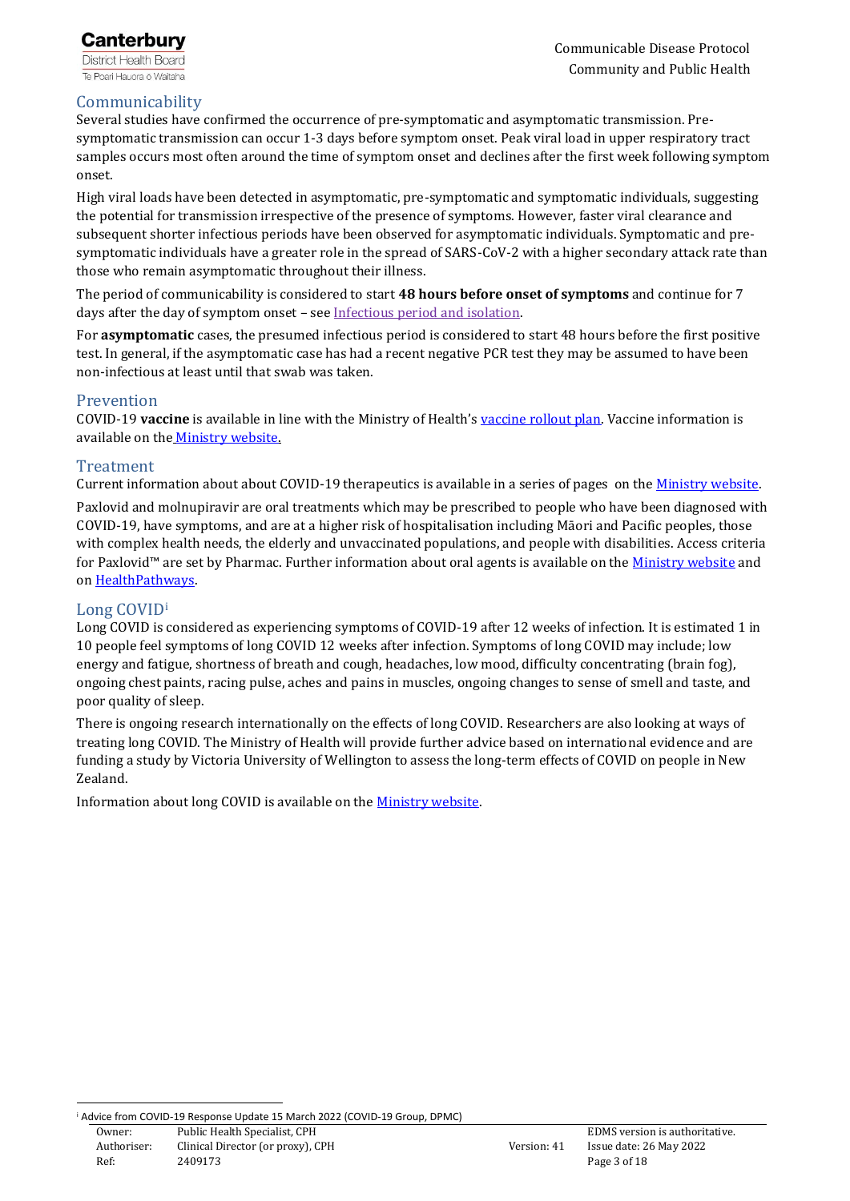## Communicability

Several studies have confirmed the occurrence of pre-symptomatic and asymptomatic transmission. Pre-symptomatic transmission can occur 1-3 days before symptom onset. Peak viral load in upper respiratory tract samples occurs most often around the time of symptom onset and declines after the first week following symptom onset.

High viral loads have been detected in asymptomatic, pre-symptomatic and symptomatic individuals, suggesting the potential for transmission irrespective of the presence of symptoms. However, faster viral clearance and subsequent shorter infectious periods have been observed for asymptomatic individuals. Symptomatic and pre-symptomatic individuals have a greater role in the spread of SARS-CoV-2 with a higher secondary attack rate than those who remain asymptomatic throughout their illness.

The period of communicability is considered to start **48 hours before onset of symptoms** and continue for 7 days after the day of symptom onset – see Infectious period and isolation.

For **asymptomatic** cases, the presumed infectious period is considered to start 48 hours before the first positive test. In general, if the asymptomatic case has had a recent negative PCR test they may be assumed to have been non-infectious at least until that swab was taken.

## Prevention

COVID-19 **vaccine** is available in line with the Ministry of Health's vaccine rollout plan. Vaccine information is available on the Ministry website.

## Treatment

Current information about about COVID-19 therapeutics is available in a series of pages on the Ministry website.

Paxlovid and molnupiravir are oral treatments which may be prescribed to people who have been diagnosed with COVID-19, have symptoms, and are at a higher risk of hospitalisation including Māori and Pacific peoples, those with complex health needs, the elderly and unvaccinated populations, and people with disabilities. Access criteria for Paxlovid™ are set by Pharmac. Further information about oral agents is available on the Ministry website and on HealthPathways.

## Long COVID[i]

Long COVID is considered as experiencing symptoms of COVID-19 after 12 weeks of infection. It is estimated 1 in 10 people feel symptoms of long COVID 12 weeks after infection. Symptoms of long COVID may include; low energy and fatigue, shortness of breath and cough, headaches, low mood, difficulty concentrating (brain fog), ongoing chest paints, racing pulse, aches and pains in muscles, ongoing changes to sense of smell and taste, and poor quality of sleep.

There is ongoing research internationally on the effects of long COVID. Researchers are also looking at ways of treating long COVID. The Ministry of Health will provide further advice based on international evidence and are funding a study by Victoria University of Wellington to assess the long-term effects of COVID on people in New Zealand.

Information about long COVID is available on the Ministry website.

---

[i] Advice from COVID-19 Response Update 15 March 2022 (COVID-19 Group, DPMC)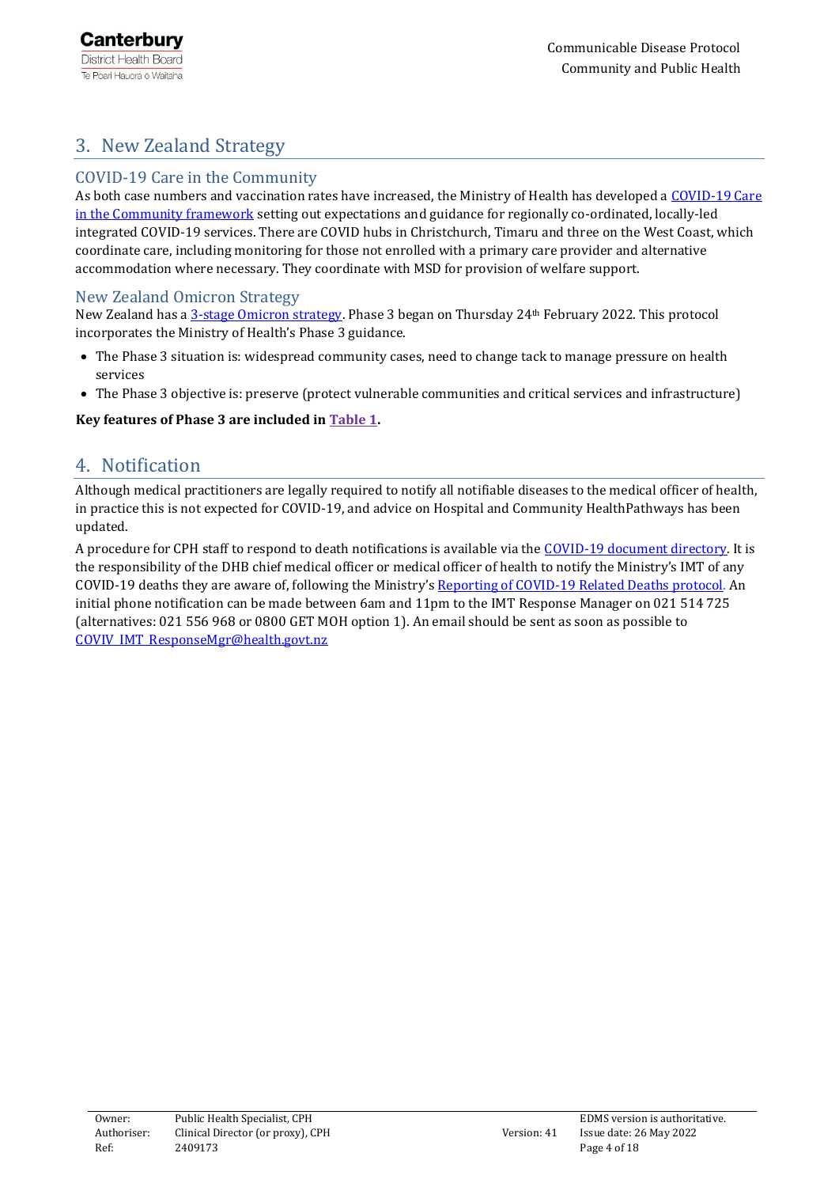## 3. New Zealand Strategy

### COVID-19 Care in the Community

As both case numbers and vaccination rates have increased, the Ministry of Health has developed a COVID-19 Care in the Community framework setting out expectations and guidance for regionally co-ordinated, locally-led integrated COVID-19 services. There are COVID hubs in Christchurch, Timaru and three on the West Coast, which coordinate care, including monitoring for those not enrolled with a primary care provider and alternative accommodation where necessary. They coordinate with MSD for provision of welfare support.

### New Zealand Omicron Strategy

New Zealand has a 3-stage Omicron strategy. Phase 3 began on Thursday 24th February 2022. This protocol incorporates the Ministry of Health's Phase 3 guidance.

- The Phase 3 situation is: widespread community cases, need to change tack to manage pressure on health services
- The Phase 3 objective is: preserve (protect vulnerable communities and critical services and infrastructure)

**Key features of Phase 3 are included in Table 1.**

## 4. Notification

Although medical practitioners are legally required to notify all notifiable diseases to the medical officer of health, in practice this is not expected for COVID-19, and advice on Hospital and Community HealthPathways has been updated.

A procedure for CPH staff to respond to death notifications is available via the COVID-19 document directory. It is the responsibility of the DHB chief medical officer or medical officer of health to notify the Ministry's IMT of any COVID-19 deaths they are aware of, following the Ministry's Reporting of COVID-19 Related Deaths protocol. An initial phone notification can be made between 6am and 11pm to the IMT Response Manager on 021 514 725 (alternatives: 021 556 968 or 0800 GET MOH option 1). An email should be sent as soon as possible to COVIV_IMT_ResponseMgr@health.govt.nz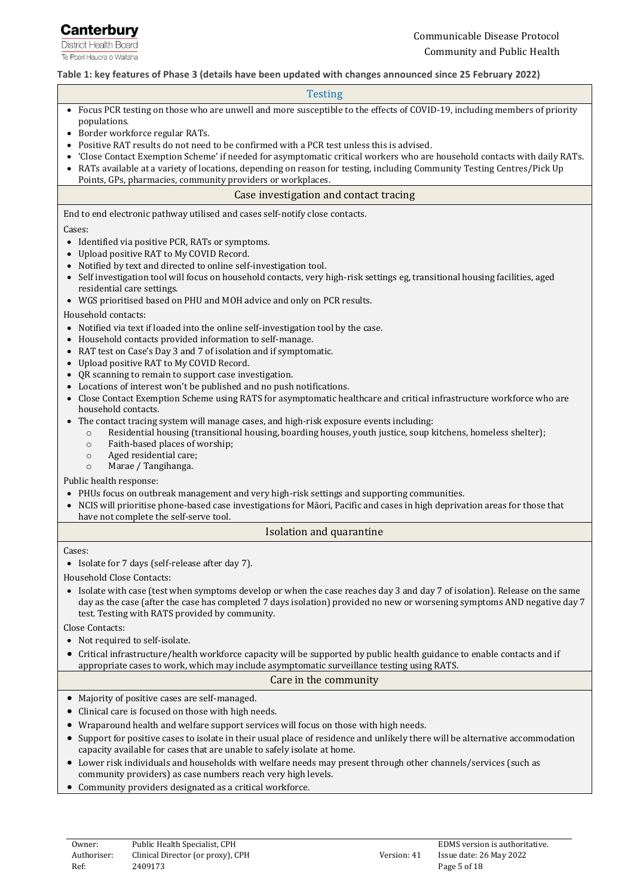**Table 1: key features of Phase 3 (details have been updated with changes announced since 25 February 2022)**

### Testing

- Focus PCR testing on those who are unwell and more susceptible to the effects of COVID-19, including members of priority populations.
- Border workforce regular RATs.
- Positive RAT results do not need to be confirmed with a PCR test unless this is advised.
- 'Close Contact Exemption Scheme' if needed for asymptomatic critical workers who are household contacts with daily RATs.
- RATs available at a variety of locations, depending on reason for testing, including Community Testing Centres/Pick Up Points, GPs, pharmacies, community providers or workplaces.

### Case investigation and contact tracing

End to end electronic pathway utilised and cases self-notify close contacts.

Cases:

- Identified via positive PCR, RATs or symptoms.
- Upload positive RAT to My COVID Record.
- Notified by text and directed to online self-investigation tool.
- Self investigation tool will focus on household contacts, very high-risk settings eg, transitional housing facilities, aged residential care settings.
- WGS prioritised based on PHU and MOH advice and only on PCR results.

Household contacts:

- Notified via text if loaded into the online self-investigation tool by the case.
- Household contacts provided information to self-manage.
- RAT test on Case's Day 3 and 7 of isolation and if symptomatic.
- Upload positive RAT to My COVID Record.
- QR scanning to remain to support case investigation.
- Locations of interest won't be published and no push notifications.
- Close Contact Exemption Scheme using RATS for asymptomatic healthcare and critical infrastructure workforce who are household contacts.
- The contact tracing system will manage cases, and high-risk exposure events including:
  - Residential housing (transitional housing, boarding houses, youth justice, soup kitchens, homeless shelter);
  - Faith-based places of worship;
  - Aged residential care;
  - Marae / Tangihanga.

Public health response:

- PHUs focus on outbreak management and very high-risk settings and supporting communities.
- NCIS will prioritise phone-based case investigations for Māori, Pacific and cases in high deprivation areas for those that have not complete the self-serve tool.

### Isolation and quarantine

Cases:

- Isolate for 7 days (self-release after day 7).

Household Close Contacts:

- Isolate with case (test when symptoms develop or when the case reaches day 3 and day 7 of isolation). Release on the same day as the case (after the case has completed 7 days isolation) provided no new or worsening symptoms AND negative day 7 test. Testing with RATS provided by community.

Close Contacts:

- Not required to self-isolate.
- Critical infrastructure/health workforce capacity will be supported by public health guidance to enable contacts and if appropriate cases to work, which may include asymptomatic surveillance testing using RATS.

### Care in the community

- Majority of positive cases are self-managed.
- Clinical care is focused on those with high needs.
- Wraparound health and welfare support services will focus on those with high needs.
- Support for positive cases to isolate in their usual place of residence and unlikely there will be alternative accommodation capacity available for cases that are unable to safely isolate at home.
- Lower risk individuals and households with welfare needs may present through other channels/services (such as community providers) as case numbers reach very high levels.
- Community providers designated as a critical workforce.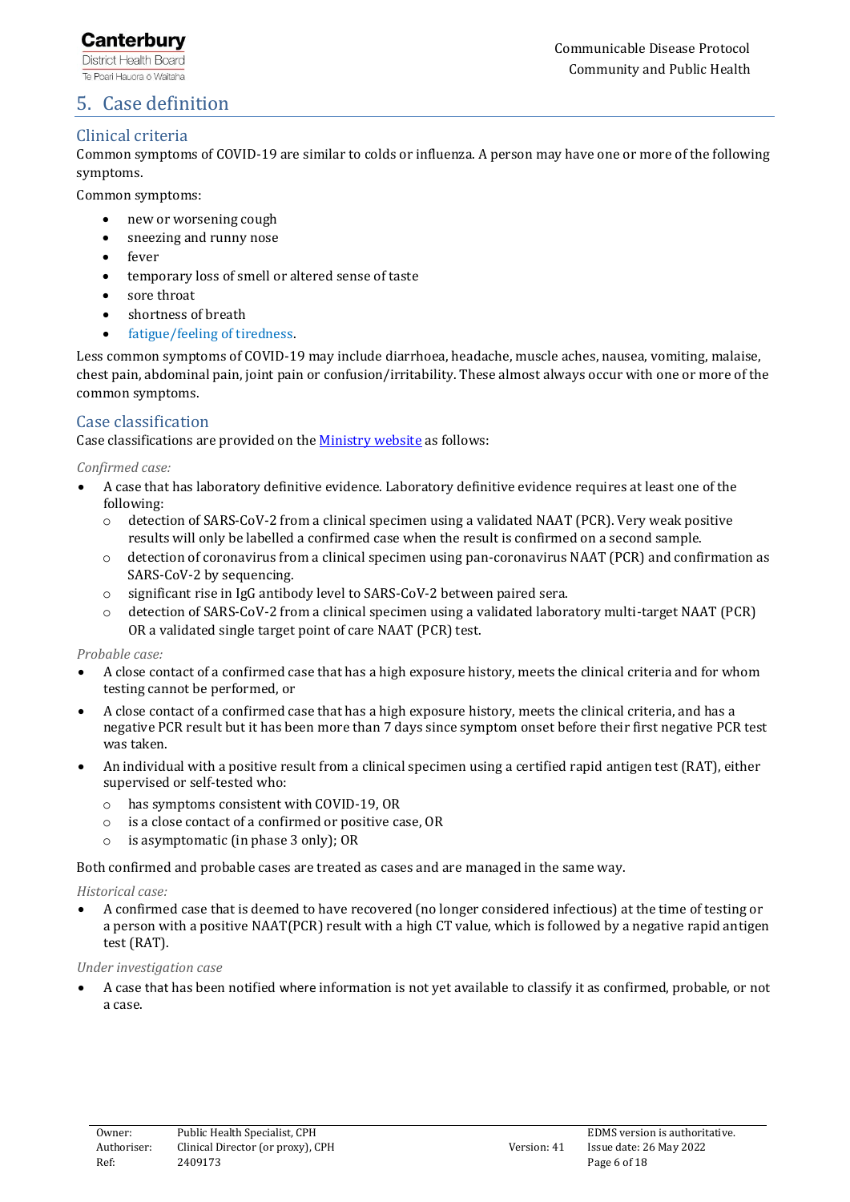# 5. Case definition

## Clinical criteria

Common symptoms of COVID-19 are similar to colds or influenza. A person may have one or more of the following symptoms.

Common symptoms:

- new or worsening cough
- sneezing and runny nose
- fever
- temporary loss of smell or altered sense of taste
- sore throat
- shortness of breath
- fatigue/feeling of tiredness.

Less common symptoms of COVID-19 may include diarrhoea, headache, muscle aches, nausea, vomiting, malaise, chest pain, abdominal pain, joint pain or confusion/irritability. These almost always occur with one or more of the common symptoms.

## Case classification

Case classifications are provided on the Ministry website as follows:

*Confirmed case:*

- A case that has laboratory definitive evidence. Laboratory definitive evidence requires at least one of the following:
  - detection of SARS-CoV-2 from a clinical specimen using a validated NAAT (PCR). Very weak positive results will only be labelled a confirmed case when the result is confirmed on a second sample.
  - detection of coronavirus from a clinical specimen using pan-coronavirus NAAT (PCR) and confirmation as SARS-CoV-2 by sequencing.
  - significant rise in IgG antibody level to SARS-CoV-2 between paired sera.
  - detection of SARS-CoV-2 from a clinical specimen using a validated laboratory multi-target NAAT (PCR) OR a validated single target point of care NAAT (PCR) test.

*Probable case:*

- A close contact of a confirmed case that has a high exposure history, meets the clinical criteria and for whom testing cannot be performed, or
- A close contact of a confirmed case that has a high exposure history, meets the clinical criteria, and has a negative PCR result but it has been more than 7 days since symptom onset before their first negative PCR test was taken.
- An individual with a positive result from a clinical specimen using a certified rapid antigen test (RAT), either supervised or self-tested who:
  - has symptoms consistent with COVID-19, OR
  - is a close contact of a confirmed or positive case, OR
  - is asymptomatic (in phase 3 only); OR

Both confirmed and probable cases are treated as cases and are managed in the same way.

*Historical case:*

- A confirmed case that is deemed to have recovered (no longer considered infectious) at the time of testing or a person with a positive NAAT(PCR) result with a high CT value, which is followed by a negative rapid antigen test (RAT).

*Under investigation case*

- A case that has been notified where information is not yet available to classify it as confirmed, probable, or not a case.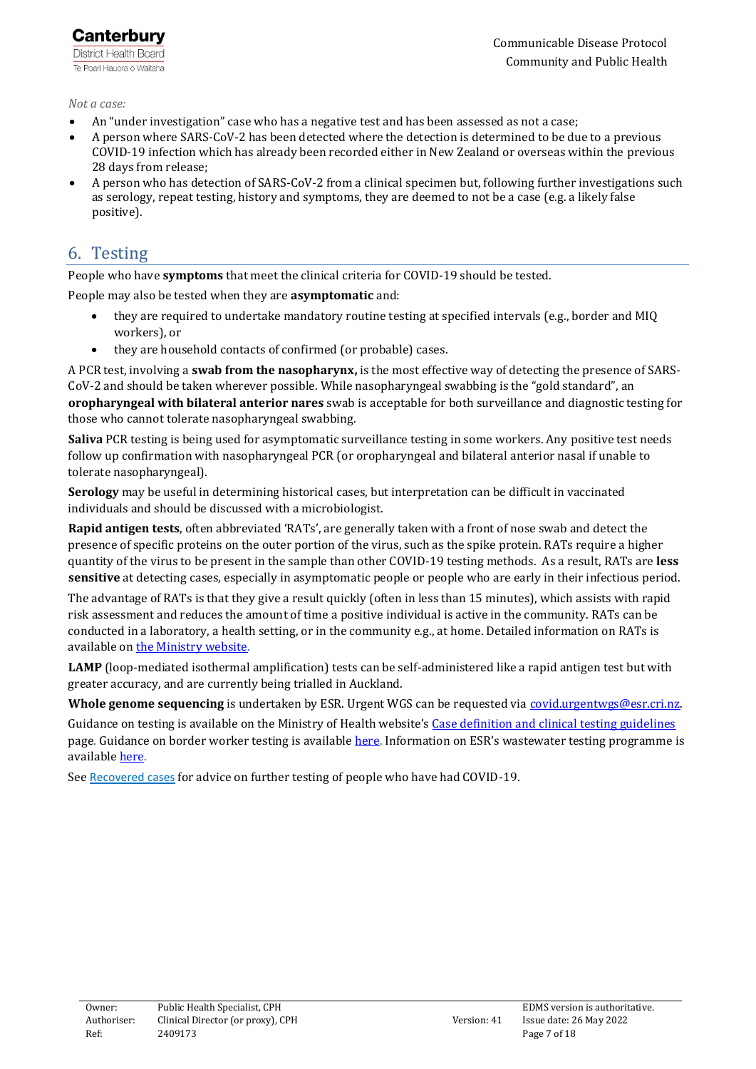*Not a case:*

- An "under investigation" case who has a negative test and has been assessed as not a case;
- A person where SARS-CoV-2 has been detected where the detection is determined to be due to a previous COVID-19 infection which has already been recorded either in New Zealand or overseas within the previous 28 days from release;
- A person who has detection of SARS-CoV-2 from a clinical specimen but, following further investigations such as serology, repeat testing, history and symptoms, they are deemed to not be a case (e.g. a likely false positive).

## 6. Testing

People who have **symptoms** that meet the clinical criteria for COVID-19 should be tested.

People may also be tested when they are **asymptomatic** and:

- they are required to undertake mandatory routine testing at specified intervals (e.g., border and MIQ workers), or
- they are household contacts of confirmed (or probable) cases.

A PCR test, involving a **swab from the nasopharynx,** is the most effective way of detecting the presence of SARS-CoV-2 and should be taken wherever possible. While nasopharyngeal swabbing is the "gold standard", an **oropharyngeal with bilateral anterior nares** swab is acceptable for both surveillance and diagnostic testing for those who cannot tolerate nasopharyngeal swabbing.

**Saliva** PCR testing is being used for asymptomatic surveillance testing in some workers. Any positive test needs follow up confirmation with nasopharyngeal PCR (or oropharyngeal and bilateral anterior nasal if unable to tolerate nasopharyngeal).

**Serology** may be useful in determining historical cases, but interpretation can be difficult in vaccinated individuals and should be discussed with a microbiologist.

**Rapid antigen tests**, often abbreviated 'RATs', are generally taken with a front of nose swab and detect the presence of specific proteins on the outer portion of the virus, such as the spike protein. RATs require a higher quantity of the virus to be present in the sample than other COVID-19 testing methods. As a result, RATs are **less sensitive** at detecting cases, especially in asymptomatic people or people who are early in their infectious period.

The advantage of RATs is that they give a result quickly (often in less than 15 minutes), which assists with rapid risk assessment and reduces the amount of time a positive individual is active in the community. RATs can be conducted in a laboratory, a health setting, or in the community e.g., at home. Detailed information on RATs is available on the Ministry website.

**LAMP** (loop-mediated isothermal amplification) tests can be self-administered like a rapid antigen test but with greater accuracy, and are currently being trialled in Auckland.

**Whole genome sequencing** is undertaken by ESR. Urgent WGS can be requested via covid.urgentwgs@esr.cri.nz.

Guidance on testing is available on the Ministry of Health website's Case definition and clinical testing guidelines page. Guidance on border worker testing is available here. Information on ESR's wastewater testing programme is available here.

See Recovered cases for advice on further testing of people who have had COVID-19.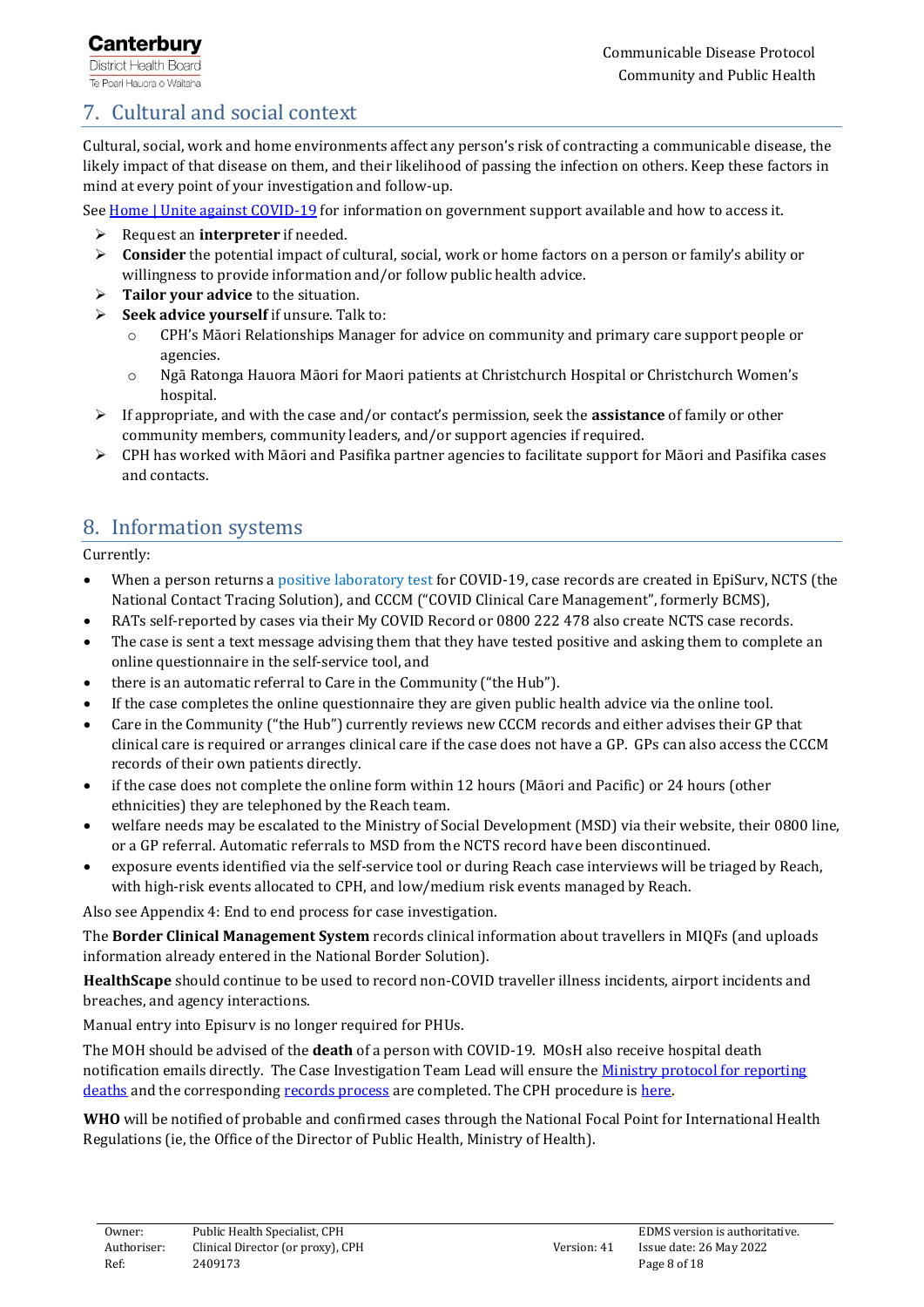## 7. Cultural and social context

Cultural, social, work and home environments affect any person's risk of contracting a communicable disease, the likely impact of that disease on them, and their likelihood of passing the infection on others. Keep these factors in mind at every point of your investigation and follow-up.

See [Home | Unite against COVID-19]() for information on government support available and how to access it.

- Request an **interpreter** if needed.
- **Consider** the potential impact of cultural, social, work or home factors on a person or family's ability or willingness to provide information and/or follow public health advice.
- **Tailor your advice** to the situation.
- **Seek advice yourself** if unsure. Talk to:
  - CPH's Māori Relationships Manager for advice on community and primary care support people or agencies.
  - Ngā Ratonga Hauora Māori for Maori patients at Christchurch Hospital or Christchurch Women's hospital.
- If appropriate, and with the case and/or contact's permission, seek the **assistance** of family or other community members, community leaders, and/or support agencies if required.
- CPH has worked with Māori and Pasifika partner agencies to facilitate support for Māori and Pasifika cases and contacts.

## 8. Information systems

Currently:

- When a person returns a positive laboratory test for COVID-19, case records are created in EpiSurv, NCTS (the National Contact Tracing Solution), and CCCM ("COVID Clinical Care Management", formerly BCMS),
- RATs self-reported by cases via their My COVID Record or 0800 222 478 also create NCTS case records.
- The case is sent a text message advising them that they have tested positive and asking them to complete an online questionnaire in the self-service tool, and
- there is an automatic referral to Care in the Community ("the Hub").
- If the case completes the online questionnaire they are given public health advice via the online tool.
- Care in the Community ("the Hub") currently reviews new CCCM records and either advises their GP that clinical care is required or arranges clinical care if the case does not have a GP. GPs can also access the CCCM records of their own patients directly.
- if the case does not complete the online form within 12 hours (Māori and Pacific) or 24 hours (other ethnicities) they are telephoned by the Reach team.
- welfare needs may be escalated to the Ministry of Social Development (MSD) via their website, their 0800 line, or a GP referral. Automatic referrals to MSD from the NCTS record have been discontinued.
- exposure events identified via the self-service tool or during Reach case interviews will be triaged by Reach, with high-risk events allocated to CPH, and low/medium risk events managed by Reach.

Also see Appendix 4: End to end process for case investigation.

The **Border Clinical Management System** records clinical information about travellers in MIQFs (and uploads information already entered in the National Border Solution).

**HealthScape** should continue to be used to record non-COVID traveller illness incidents, airport incidents and breaches, and agency interactions.

Manual entry into Episurv is no longer required for PHUs.

The MOH should be advised of the **death** of a person with COVID-19. MOsH also receive hospital death notification emails directly. The Case Investigation Team Lead will ensure the [Ministry protocol for reporting deaths]() and the corresponding [records process]() are completed. The CPH procedure is [here]().

**WHO** will be notified of probable and confirmed cases through the National Focal Point for International Health Regulations (ie, the Office of the Director of Public Health, Ministry of Health).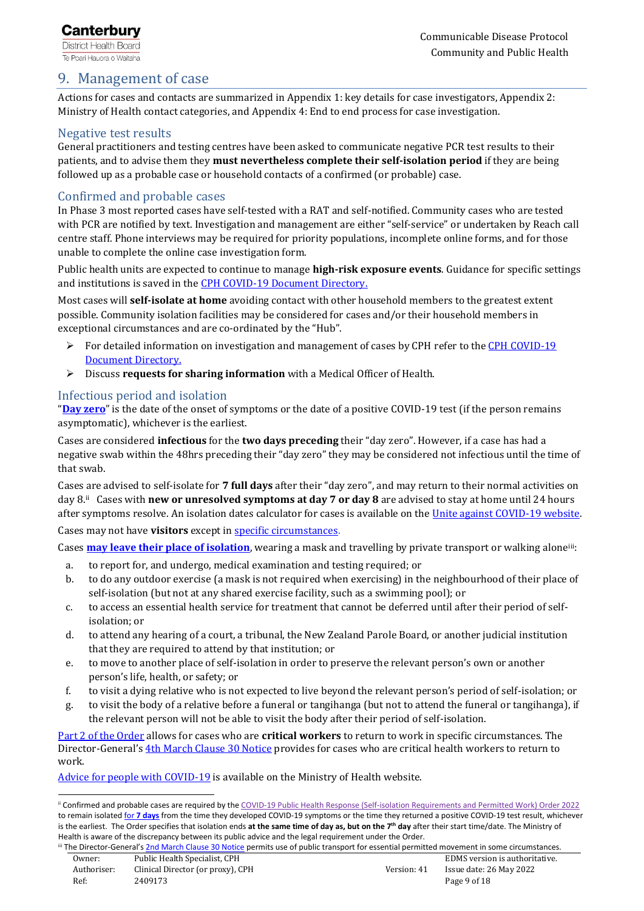## 9. Management of case

Actions for cases and contacts are summarized in Appendix 1: key details for case investigators, Appendix 2: Ministry of Health contact categories, and Appendix 4: End to end process for case investigation.

### Negative test results

General practitioners and testing centres have been asked to communicate negative PCR test results to their patients, and to advise them they **must nevertheless complete their self-isolation period** if they are being followed up as a probable case or household contacts of a confirmed (or probable) case.

### Confirmed and probable cases

In Phase 3 most reported cases have self-tested with a RAT and self-notified. Community cases who are tested with PCR are notified by text. Investigation and management are either "self-service" or undertaken by Reach call centre staff. Phone interviews may be required for priority populations, incomplete online forms, and for those unable to complete the online case investigation form.

Public health units are expected to continue to manage **high-risk exposure events**. Guidance for specific settings and institutions is saved in the CPH COVID-19 Document Directory.

Most cases will **self-isolate at home** avoiding contact with other household members to the greatest extent possible. Community isolation facilities may be considered for cases and/or their household members in exceptional circumstances and are co-ordinated by the "Hub".

- For detailed information on investigation and management of cases by CPH refer to the CPH COVID-19 Document Directory.
- Discuss **requests for sharing information** with a Medical Officer of Health.

### Infectious period and isolation

"**Day zero**" is the date of the onset of symptoms or the date of a positive COVID-19 test (if the person remains asymptomatic), whichever is the earliest.

Cases are considered **infectious** for the **two days preceding** their "day zero". However, if a case has had a negative swab within the 48hrs preceding their "day zero" they may be considered not infectious until the time of that swab.

Cases are advised to self-isolate for **7 full days** after their "day zero", and may return to their normal activities on day 8.[ii] Cases with **new or unresolved symptoms at day 7 or day 8** are advised to stay at home until 24 hours after symptoms resolve. An isolation dates calculator for cases is available on the Unite against COVID-19 website.

Cases may not have **visitors** except in specific circumstances.

Cases **may leave their place of isolation**, wearing a mask and travelling by private transport or walking alone[iii]:

a. to report for, and undergo, medical examination and testing required; or
b. to do any outdoor exercise (a mask is not required when exercising) in the neighbourhood of their place of self-isolation (but not at any shared exercise facility, such as a swimming pool); or
c. to access an essential health service for treatment that cannot be deferred until after their period of self-isolation; or
d. to attend any hearing of a court, a tribunal, the New Zealand Parole Board, or another judicial institution that they are required to attend by that institution; or
e. to move to another place of self-isolation in order to preserve the relevant person's own or another person's life, health, or safety; or
f. to visit a dying relative who is not expected to live beyond the relevant person's period of self-isolation; or
g. to visit the body of a relative before a funeral or tangihanga (but not to attend the funeral or tangihanga), if the relevant person will not be able to visit the body after their period of self-isolation.

Part 2 of the Order allows for cases who are **critical workers** to return to work in specific circumstances. The Director-General's 4th March Clause 30 Notice provides for cases who are critical health workers to return to work.

Advice for people with COVID-19 is available on the Ministry of Health website.

---

[ii] Confirmed and probable cases are required by the COVID-19 Public Health Response (Self-isolation Requirements and Permitted Work) Order 2022 to remain isolated for **7 days** from the time they developed COVID-19 symptoms or the time they returned a positive COVID-19 test result, whichever is the earliest. The Order specifies that isolation ends **at the same time of day as, but on the 7th day** after their start time/date. The Ministry of Health is aware of the discrepancy between its public advice and the legal requirement under the Order.

[iii] The Director-General's 2nd March Clause 30 Notice permits use of public transport for essential permitted movement in some circumstances.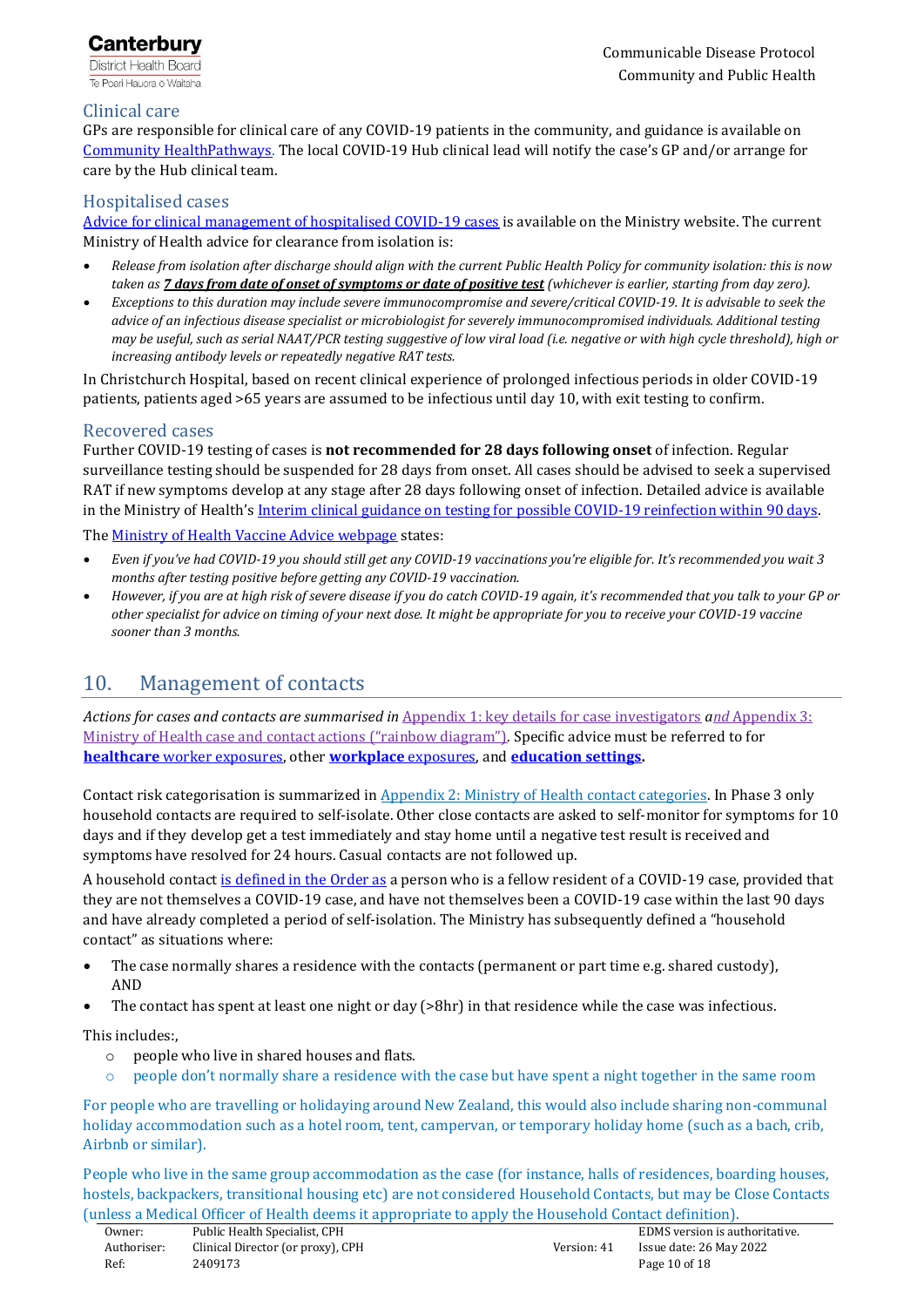## Clinical care

GPs are responsible for clinical care of any COVID-19 patients in the community, and guidance is available on Community HealthPathways. The local COVID-19 Hub clinical lead will notify the case's GP and/or arrange for care by the Hub clinical team.

## Hospitalised cases

Advice for clinical management of hospitalised COVID-19 cases is available on the Ministry website. The current Ministry of Health advice for clearance from isolation is:

- *Release from isolation after discharge should align with the current Public Health Policy for community isolation: this is now taken as* ***7 days from date of onset of symptoms or date of positive test*** *(whichever is earlier, starting from day zero).*
- *Exceptions to this duration may include severe immunocompromise and severe/critical COVID-19. It is advisable to seek the advice of an infectious disease specialist or microbiologist for severely immunocompromised individuals. Additional testing may be useful, such as serial NAAT/PCR testing suggestive of low viral load (i.e. negative or with high cycle threshold), high or increasing antibody levels or repeatedly negative RAT tests.*

In Christchurch Hospital, based on recent clinical experience of prolonged infectious periods in older COVID-19 patients, patients aged >65 years are assumed to be infectious until day 10, with exit testing to confirm.

## Recovered cases

Further COVID-19 testing of cases is **not recommended for 28 days following onset** of infection. Regular surveillance testing should be suspended for 28 days from onset. All cases should be advised to seek a supervised RAT if new symptoms develop at any stage after 28 days following onset of infection. Detailed advice is available in the Ministry of Health's Interim clinical guidance on testing for possible COVID-19 reinfection within 90 days.

The Ministry of Health Vaccine Advice webpage states:

- *Even if you've had COVID-19 you should still get any COVID-19 vaccinations you're eligible for. It's recommended you wait 3 months after testing positive before getting any COVID-19 vaccination.*
- *However, if you are at high risk of severe disease if you do catch COVID-19 again, it's recommended that you talk to your GP or other specialist for advice on timing of your next dose. It might be appropriate for you to receive your COVID-19 vaccine sooner than 3 months.*

# 10. Management of contacts

*Actions for cases and contacts are summarised in* Appendix 1: key details for case investigators *and* Appendix 3: Ministry of Health case and contact actions ("rainbow diagram"). Specific advice must be referred to for **healthcare** worker exposures, other **workplace** exposures, and **education settings**.

Contact risk categorisation is summarized in Appendix 2: Ministry of Health contact categories. In Phase 3 only household contacts are required to self-isolate. Other close contacts are asked to self-monitor for symptoms for 10 days and if they develop get a test immediately and stay home until a negative test result is received and symptoms have resolved for 24 hours. Casual contacts are not followed up.

A household contact is defined in the Order as a person who is a fellow resident of a COVID-19 case, provided that they are not themselves a COVID-19 case, and have not themselves been a COVID-19 case within the last 90 days and have already completed a period of self-isolation. The Ministry has subsequently defined a "household contact" as situations where:

- The case normally shares a residence with the contacts (permanent or part time e.g. shared custody), AND
- The contact has spent at least one night or day (>8hr) in that residence while the case was infectious.

This includes:,

- people who live in shared houses and flats.
- people don't normally share a residence with the case but have spent a night together in the same room

For people who are travelling or holidaying around New Zealand, this would also include sharing non-communal holiday accommodation such as a hotel room, tent, campervan, or temporary holiday home (such as a bach, crib, Airbnb or similar).

People who live in the same group accommodation as the case (for instance, halls of residences, boarding houses, hostels, backpackers, transitional housing etc) are not considered Household Contacts, but may be Close Contacts (unless a Medical Officer of Health deems it appropriate to apply the Household Contact definition).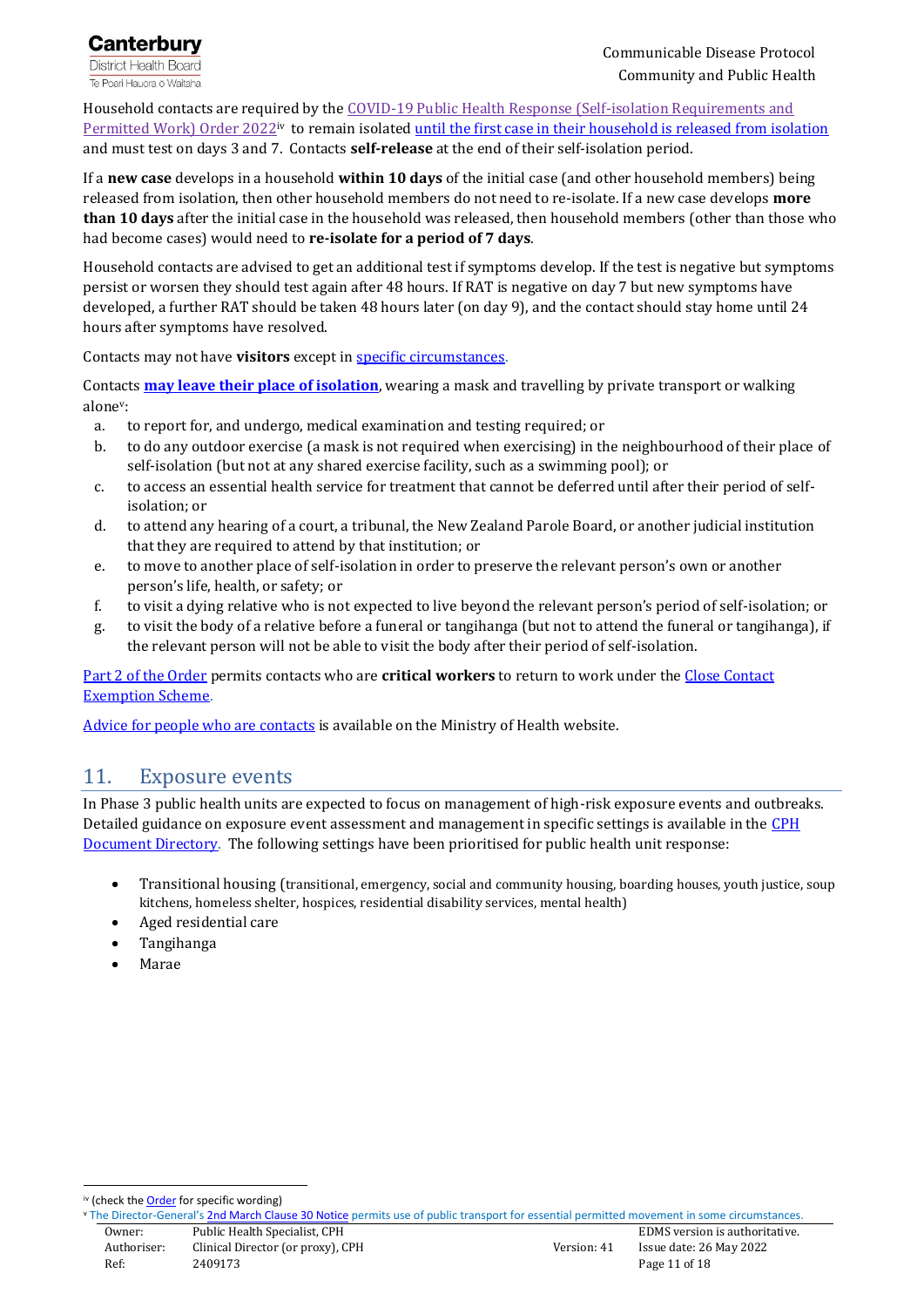Household contacts are required by the COVID-19 Public Health Response (Self-isolation Requirements and Permitted Work) Order 2022[iv] to remain isolated until the first case in their household is released from isolation and must test on days 3 and 7. Contacts **self-release** at the end of their self-isolation period.

If a **new case** develops in a household **within 10 days** of the initial case (and other household members) being released from isolation, then other household members do not need to re-isolate. If a new case develops **more than 10 days** after the initial case in the household was released, then household members (other than those who had become cases) would need to **re-isolate for a period of 7 days**.

Household contacts are advised to get an additional test if symptoms develop. If the test is negative but symptoms persist or worsen they should test again after 48 hours. If RAT is negative on day 7 but new symptoms have developed, a further RAT should be taken 48 hours later (on day 9), and the contact should stay home until 24 hours after symptoms have resolved.

Contacts may not have **visitors** except in specific circumstances.

Contacts **may leave their place of isolation**, wearing a mask and travelling by private transport or walking alone[v]:

a. to report for, and undergo, medical examination and testing required; or
b. to do any outdoor exercise (a mask is not required when exercising) in the neighbourhood of their place of self-isolation (but not at any shared exercise facility, such as a swimming pool); or
c. to access an essential health service for treatment that cannot be deferred until after their period of self-isolation; or
d. to attend any hearing of a court, a tribunal, the New Zealand Parole Board, or another judicial institution that they are required to attend by that institution; or
e. to move to another place of self-isolation in order to preserve the relevant person's own or another person's life, health, or safety; or
f. to visit a dying relative who is not expected to live beyond the relevant person's period of self-isolation; or
g. to visit the body of a relative before a funeral or tangihanga (but not to attend the funeral or tangihanga), if the relevant person will not be able to visit the body after their period of self-isolation.

Part 2 of the Order permits contacts who are **critical workers** to return to work under the Close Contact Exemption Scheme.

Advice for people who are contacts is available on the Ministry of Health website.

## 11. Exposure events

In Phase 3 public health units are expected to focus on management of high-risk exposure events and outbreaks. Detailed guidance on exposure event assessment and management in specific settings is available in the CPH Document Directory. The following settings have been prioritised for public health unit response:

- Transitional housing (transitional, emergency, social and community housing, boarding houses, youth justice, soup kitchens, homeless shelter, hospices, residential disability services, mental health)
- Aged residential care
- Tangihanga
- Marae

---

[iv] (check the Order for specific wording)

[v] The Director-General's 2nd March Clause 30 Notice permits use of public transport for essential permitted movement in some circumstances.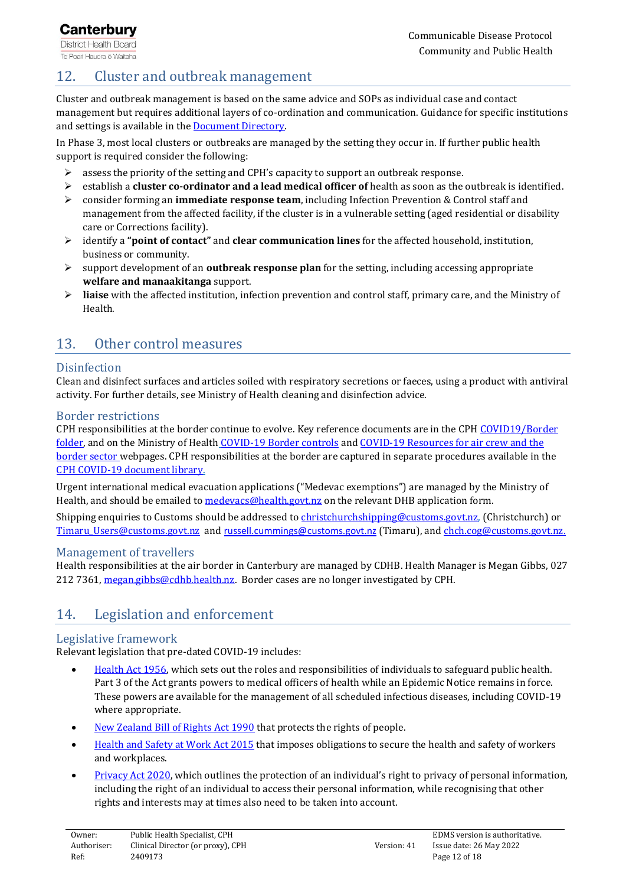## 12. Cluster and outbreak management

Cluster and outbreak management is based on the same advice and SOPs as individual case and contact management but requires additional layers of co-ordination and communication. Guidance for specific institutions and settings is available in the Document Directory.

In Phase 3, most local clusters or outbreaks are managed by the setting they occur in. If further public health support is required consider the following:

- assess the priority of the setting and CPH's capacity to support an outbreak response.
- establish a **cluster co-ordinator and a lead medical officer of** health as soon as the outbreak is identified.
- consider forming an **immediate response team**, including Infection Prevention & Control staff and management from the affected facility, if the cluster is in a vulnerable setting (aged residential or disability care or Corrections facility).
- identify a **"point of contact"** and **clear communication lines** for the affected household, institution, business or community.
- support development of an **outbreak response plan** for the setting, including accessing appropriate **welfare and manaakitanga** support.
- **liaise** with the affected institution, infection prevention and control staff, primary care, and the Ministry of Health.

## 13. Other control measures

### Disinfection

Clean and disinfect surfaces and articles soiled with respiratory secretions or faeces, using a product with antiviral activity. For further details, see Ministry of Health cleaning and disinfection advice.

### Border restrictions

CPH responsibilities at the border continue to evolve. Key reference documents are in the CPH COVID19/Border folder, and on the Ministry of Health COVID-19 Border controls and COVID-19 Resources for air crew and the border sector webpages. CPH responsibilities at the border are captured in separate procedures available in the CPH COVID-19 document library.

Urgent international medical evacuation applications ("Medevac exemptions") are managed by the Ministry of Health, and should be emailed to medevacs@health.govt.nz on the relevant DHB application form.

Shipping enquiries to Customs should be addressed to christchurchshipping@customs.govt.nz, (Christchurch) or Timaru_Users@customs.govt.nz and russell.cummings@customs.govt.nz (Timaru), and chch.cog@customs.govt.nz.

### Management of travellers

Health responsibilities at the air border in Canterbury are managed by CDHB. Health Manager is Megan Gibbs, 027 212 7361, megan.gibbs@cdhb.health.nz. Border cases are no longer investigated by CPH.

## 14. Legislation and enforcement

### Legislative framework

Relevant legislation that pre-dated COVID-19 includes:

- Health Act 1956, which sets out the roles and responsibilities of individuals to safeguard public health. Part 3 of the Act grants powers to medical officers of health while an Epidemic Notice remains in force. These powers are available for the management of all scheduled infectious diseases, including COVID-19 where appropriate.
- New Zealand Bill of Rights Act 1990 that protects the rights of people.
- Health and Safety at Work Act 2015 that imposes obligations to secure the health and safety of workers and workplaces.
- Privacy Act 2020, which outlines the protection of an individual's right to privacy of personal information, including the right of an individual to access their personal information, while recognising that other rights and interests may at times also need to be taken into account.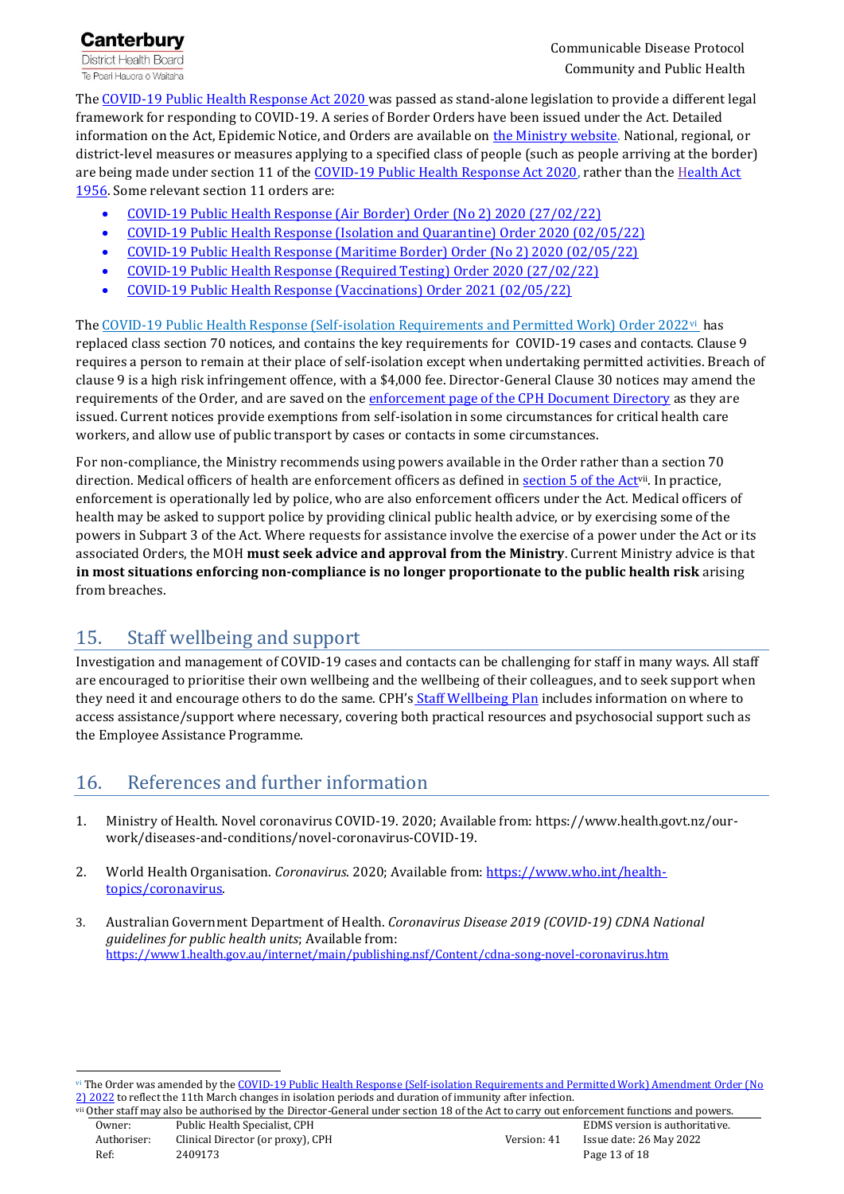The COVID-19 Public Health Response Act 2020 was passed as stand-alone legislation to provide a different legal framework for responding to COVID-19. A series of Border Orders have been issued under the Act. Detailed information on the Act, Epidemic Notice, and Orders are available on the Ministry website. National, regional, or district-level measures or measures applying to a specified class of people (such as people arriving at the border) are being made under section 11 of the COVID-19 Public Health Response Act 2020, rather than the Health Act 1956. Some relevant section 11 orders are:

- COVID-19 Public Health Response (Air Border) Order (No 2) 2020 (27/02/22)
- COVID-19 Public Health Response (Isolation and Quarantine) Order 2020 (02/05/22)
- COVID-19 Public Health Response (Maritime Border) Order (No 2) 2020 (02/05/22)
- COVID-19 Public Health Response (Required Testing) Order 2020 (27/02/22)
- COVID-19 Public Health Response (Vaccinations) Order 2021 (02/05/22)

The COVID-19 Public Health Response (Self-isolation Requirements and Permitted Work) Order 2022[vi] has replaced class section 70 notices, and contains the key requirements for COVID-19 cases and contacts. Clause 9 requires a person to remain at their place of self-isolation except when undertaking permitted activities. Breach of clause 9 is a high risk infringement offence, with a $4,000 fee. Director-General Clause 30 notices may amend the requirements of the Order, and are saved on the enforcement page of the CPH Document Directory as they are issued. Current notices provide exemptions from self-isolation in some circumstances for critical health care workers, and allow use of public transport by cases or contacts in some circumstances.

For non-compliance, the Ministry recommends using powers available in the Order rather than a section 70 direction. Medical officers of health are enforcement officers as defined in section 5 of the Act[vii]. In practice, enforcement is operationally led by police, who are also enforcement officers under the Act. Medical officers of health may be asked to support police by providing clinical public health advice, or by exercising some of the powers in Subpart 3 of the Act. Where requests for assistance involve the exercise of a power under the Act or its associated Orders, the MOH **must seek advice and approval from the Ministry**. Current Ministry advice is that **in most situations enforcing non-compliance is no longer proportionate to the public health risk** arising from breaches.

## 15. Staff wellbeing and support

Investigation and management of COVID-19 cases and contacts can be challenging for staff in many ways. All staff are encouraged to prioritise their own wellbeing and the wellbeing of their colleagues, and to seek support when they need it and encourage others to do the same. CPH's Staff Wellbeing Plan includes information on where to access assistance/support where necessary, covering both practical resources and psychosocial support such as the Employee Assistance Programme.

## 16. References and further information

1. Ministry of Health. Novel coronavirus COVID-19. 2020; Available from: https://www.health.govt.nz/our-work/diseases-and-conditions/novel-coronavirus-COVID-19.

2. World Health Organisation. *Coronavirus*. 2020; Available from: https://www.who.int/health-topics/coronavirus.

3. Australian Government Department of Health. *Coronavirus Disease 2019 (COVID-19) CDNA National guidelines for public health units*; Available from: https://www1.health.gov.au/internet/main/publishing.nsf/Content/cdna-song-novel-coronavirus.htm

---

[vi] The Order was amended by the COVID-19 Public Health Response (Self-isolation Requirements and Permitted Work) Amendment Order (No 2) 2022 to reflect the 11th March changes in isolation periods and duration of immunity after infection.

[vii] Other staff may also be authorised by the Director-General under section 18 of the Act to carry out enforcement functions and powers.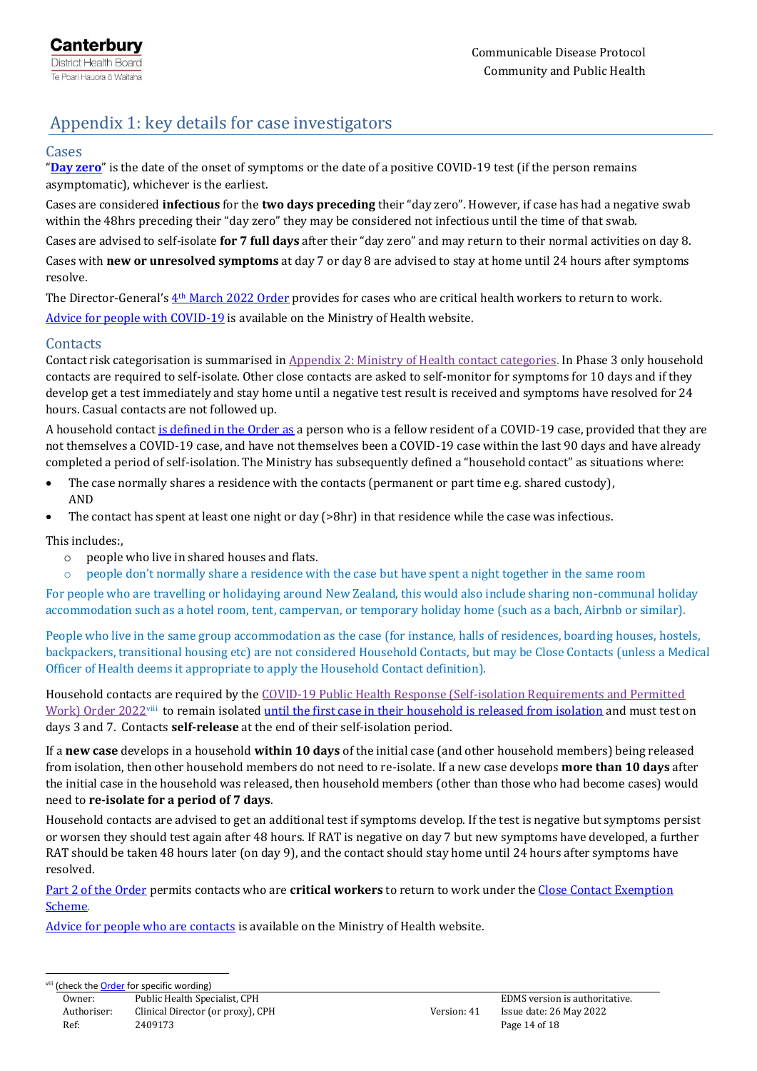# Appendix 1: key details for case investigators

## Cases

"**Day zero**" is the date of the onset of symptoms or the date of a positive COVID-19 test (if the person remains asymptomatic), whichever is the earliest.

Cases are considered **infectious** for the **two days preceding** their "day zero". However, if case has had a negative swab within the 48hrs preceding their "day zero" they may be considered not infectious until the time of that swab.

Cases are advised to self-isolate **for 7 full days** after their "day zero" and may return to their normal activities on day 8.

Cases with **new or unresolved symptoms** at day 7 or day 8 are advised to stay at home until 24 hours after symptoms resolve.

The Director-General's 4th March 2022 Order provides for cases who are critical health workers to return to work.

Advice for people with COVID-19 is available on the Ministry of Health website.

## Contacts

Contact risk categorisation is summarised in Appendix 2: Ministry of Health contact categories. In Phase 3 only household contacts are required to self-isolate. Other close contacts are asked to self-monitor for symptoms for 10 days and if they develop get a test immediately and stay home until a negative test result is received and symptoms have resolved for 24 hours. Casual contacts are not followed up.

A household contact is defined in the Order as a person who is a fellow resident of a COVID-19 case, provided that they are not themselves a COVID-19 case, and have not themselves been a COVID-19 case within the last 90 days and have already completed a period of self-isolation. The Ministry has subsequently defined a "household contact" as situations where:

- The case normally shares a residence with the contacts (permanent or part time e.g. shared custody), AND
- The contact has spent at least one night or day (>8hr) in that residence while the case was infectious.

This includes:,

- people who live in shared houses and flats.
- people don't normally share a residence with the case but have spent a night together in the same room

For people who are travelling or holidaying around New Zealand, this would also include sharing non-communal holiday accommodation such as a hotel room, tent, campervan, or temporary holiday home (such as a bach, Airbnb or similar).

People who live in the same group accommodation as the case (for instance, halls of residences, boarding houses, hostels, backpackers, transitional housing etc) are not considered Household Contacts, but may be Close Contacts (unless a Medical Officer of Health deems it appropriate to apply the Household Contact definition).

Household contacts are required by the COVID-19 Public Health Response (Self-isolation Requirements and Permitted Work) Order 2022[viii] to remain isolated until the first case in their household is released from isolation and must test on days 3 and 7. Contacts **self-release** at the end of their self-isolation period.

If a **new case** develops in a household **within 10 days** of the initial case (and other household members) being released from isolation, then other household members do not need to re-isolate. If a new case develops **more than 10 days** after the initial case in the household was released, then household members (other than those who had become cases) would need to **re-isolate for a period of 7 days**.

Household contacts are advised to get an additional test if symptoms develop. If the test is negative but symptoms persist or worsen they should test again after 48 hours. If RAT is negative on day 7 but new symptoms have developed, a further RAT should be taken 48 hours later (on day 9), and the contact should stay home until 24 hours after symptoms have resolved.

Part 2 of the Order permits contacts who are **critical workers** to return to work under the Close Contact Exemption Scheme.

Advice for people who are contacts is available on the Ministry of Health website.

---

[viii] (check the Order for specific wording)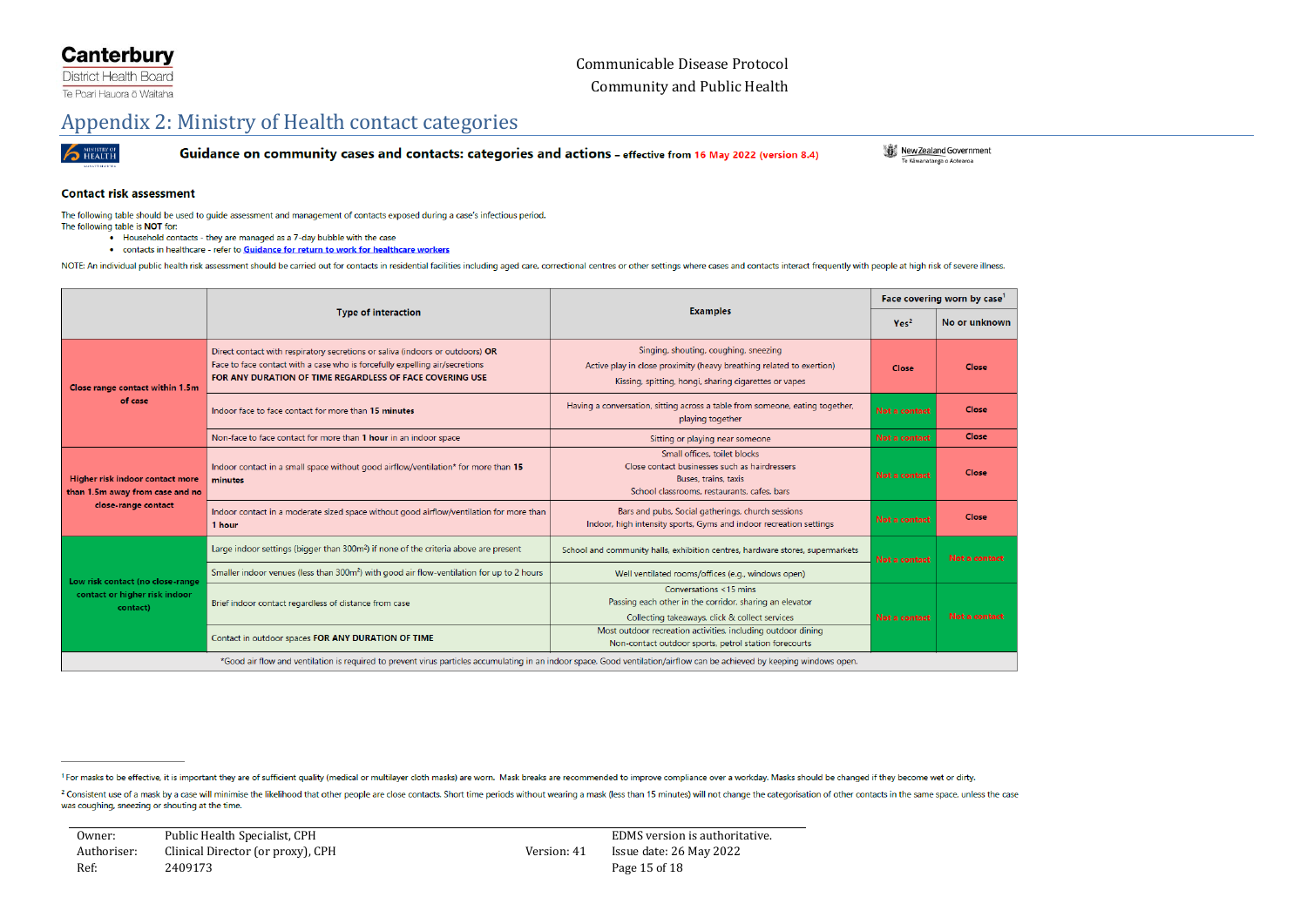# Appendix 2: Ministry of Health contact categories

**Guidance on community cases and contacts: categories and actions** – effective from 16 May 2022 (version 8.4)

## Contact risk assessment

The following table should be used to guide assessment and management of contacts exposed during a case's infectious period.
The following table is **NOT** for:

- Household contacts - they are managed as a 7-day bubble with the case
- contacts in healthcare - refer to **Guidance for return to work for healthcare workers**

NOTE: An individual public health risk assessment should be carried out for contacts in residential facilities including aged care, correctional centres or other settings where cases and contacts interact frequently with people at high risk of severe illness.

| | Type of interaction | Examples | Face covering worn by case[1] | |
|---|---|---|---|---|
| | | | Yes[2] | No or unknown |
| **Close range contact within 1.5m of case** | Direct contact with respiratory secretions or saliva (indoors or outdoors) **OR** Face to face contact with a case who is forcefully expelling air/secretions **FOR ANY DURATION OF TIME REGARDLESS OF FACE COVERING USE** | Singing, shouting, coughing, sneezing; Active play in close proximity (heavy breathing related to exertion); Kissing, spitting, hongi, sharing cigarettes or vapes | Close | Close |
| | Indoor face to face contact for more than **15 minutes** | Having a conversation, sitting across a table from someone, eating together, playing together | Not a contact | Close |
| | Non-face to face contact for more than **1 hour** in an indoor space | Sitting or playing near someone | Not a contact | Close |
| **Higher risk indoor contact more than 1.5m away from case and no close-range contact** | Indoor contact in a small space without good airflow/ventilation* for more than **15 minutes** | Small offices, toilet blocks; Close contact businesses such as hairdressers; Buses, trains, taxis; School classrooms, restaurants, cafes, bars | Not a contact | Close |
| | Indoor contact in a moderate sized space without good airflow/ventilation for more than **1 hour** | Bars and pubs, Social gatherings, church sessions; Indoor, high intensity sports, Gyms and indoor recreation settings | Not a contact | Close |
| **Low risk contact (no close-range contact or higher risk indoor contact)** | Large indoor settings (bigger than 300m²) if none of the criteria above are present | School and community halls, exhibition centres, hardware stores, supermarkets | Not a contact | Not a contact |
| | Smaller indoor venues (less than 300m²) with good air flow-ventilation for up to 2 hours | Well ventilated rooms/offices (e.g., windows open) | | |
| | Brief indoor contact regardless of distance from case | Conversations <15 mins; Passing each other in the corridor, sharing an elevator; Collecting takeaways, click & collect services | Not a contact | Not a contact |
| | Contact in outdoor spaces **FOR ANY DURATION OF TIME** | Most outdoor recreation activities, including outdoor dining; Non-contact outdoor sports, petrol station forecourts | | |

*Good air flow and ventilation is required to prevent virus particles accumulating in an indoor space. Good ventilation/airflow can be achieved by keeping windows open.

---

[1] For masks to be effective, it is important they are of sufficient quality (medical or multilayer cloth masks) are worn. Mask breaks are recommended to improve compliance over a workday. Masks should be changed if they become wet or dirty.

[2] Consistent use of a mask by a case will minimise the likelihood that other people are close contacts. Short time periods without wearing a mask (less than 15 minutes) will not change the categorisation of other contacts in the same space, unless the case was coughing, sneezing or shouting at the time.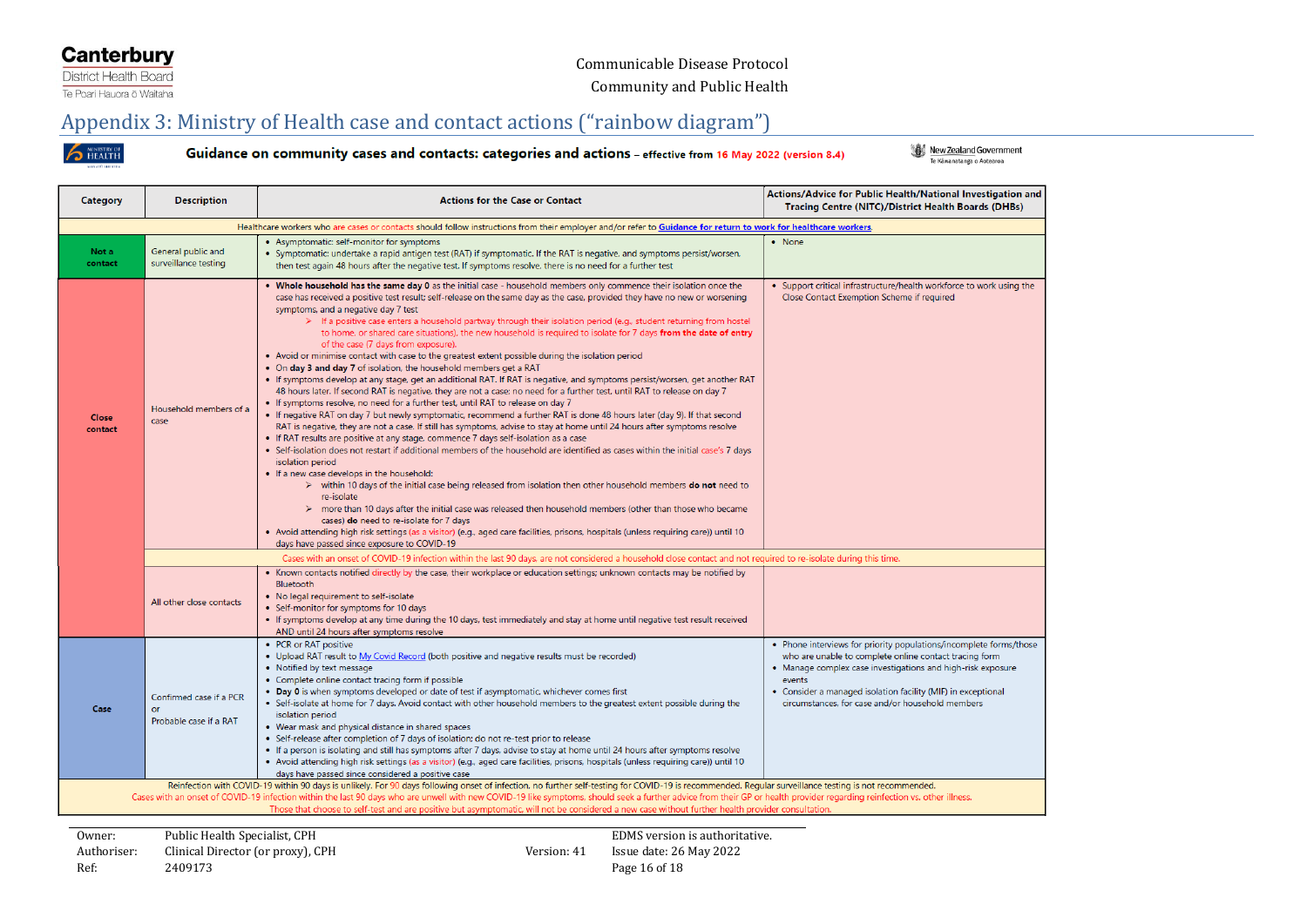## Appendix 3: Ministry of Health case and contact actions ("rainbow diagram")

**Guidance on community cases and contacts: categories and actions** – effective from 16 May 2022 (version 8.4)

| Category | Description | Actions for the Case or Contact | Actions/Advice for Public Health/National Investigation and Tracing Centre (NITC)/District Health Boards (DHBs) |
|---|---|---|---|
| Healthcare workers who are cases or contacts should follow instructions from their employer and/or refer to Guidance for return to work for healthcare workers. | | | |
| **Not a contact** | General public and surveillance testing | • Asymptomatic: self-monitor for symptoms<br>• Symptomatic: undertake a rapid antigen test (RAT) if symptomatic. If the RAT is negative, and symptoms persist/worsen, then test again 48 hours after the negative test. If symptoms resolve, there is no need for a further test | • None |
| **Close contact** | Household members of a case | • **Whole household has the same day 0** as the initial case - household members only commence their isolation once the case has received a positive test result; self-release on the same day as the case, provided they have no new or worsening symptoms, and a negative day 7 test<br>➢ If a positive case enters a household partway through their isolation period (e.g., student returning from hostel to home, or shared care situations), the new household is required to isolate for 7 days **from the date of entry** of the case (7 days from exposure).<br>• Avoid or minimise contact with case to the greatest extent possible during the isolation period<br>• On **day 3 and day 7** of isolation, the household members get a RAT<br>• If symptoms develop at any stage, get an additional RAT. If RAT is negative, and symptoms persist/worsen, get another RAT 48 hours later. If second RAT is negative, they are not a case: no need for a further test, until RAT to release on day 7<br>• If symptoms resolve, no need for a further test, until RAT to release on day 7<br>• If negative RAT on day 7 but newly symptomatic, recommend a further RAT is done 48 hours later (day 9). If that second RAT is negative, they are not a case. If still has symptoms, advise to stay at home until 24 hours after symptoms resolve<br>• If RAT results are positive at any stage, commence 7 days self-isolation as a case<br>• Self-isolation does not restart if additional members of the household are identified as cases within the initial case's 7 days isolation period<br>• If a new case develops in the household:<br>➢ within 10 days of the initial case being released from isolation then other household members **do not** need to re-isolate<br>➢ more than 10 days after the initial case was released then household members (other than those who became cases) **do** need to re-isolate for 7 days<br>• Avoid attending high risk settings (as a visitor) (e.g., aged care facilities, prisons, hospitals (unless requiring care)) until 10 days have passed since exposure to COVID-19 | • Support critical infrastructure/health workforce to work using the Close Contact Exemption Scheme if required |
| | Cases with an onset of COVID-19 infection within the last 90 days are not considered a household close contact and not required to re-isolate during this time. | | |
| | All other close contacts | • Known contacts notified directly by the case, their workplace or education settings; unknown contacts may be notified by Bluetooth<br>• No legal requirement to self-isolate<br>• Self-monitor for symptoms for 10 days<br>• If symptoms develop at any time during the 10 days, test immediately and stay at home until negative test result received AND until 24 hours after symptoms resolve | |
| **Case** | Confirmed case if a PCR or Probable case if a RAT | • PCR or RAT positive<br>• Upload RAT result to My Covid Record (both positive and negative results must be recorded)<br>• Notified by text message<br>• Complete online contact tracing form if possible<br>• **Day 0** is when symptoms developed or date of test if asymptomatic, whichever comes first<br>• Self-isolate at home for 7 days. Avoid contact with other household members to the greatest extent possible during the isolation period<br>• Wear mask and physical distance in shared spaces<br>• Self-release after completion of 7 days of isolation; do not re-test prior to release<br>• If a person is isolating and still has symptoms after 7 days, advise to stay at home until 24 hours after symptoms resolve<br>• Avoid attending high risk settings (as a visitor) (e.g., aged care facilities, prisons, hospitals (unless requiring care)) until 10 days have passed since considered a positive case | • Phone interviews for priority populations/incomplete forms/those who are unable to complete online contact tracing form<br>• Manage complex case investigations and high-risk exposure events<br>• Consider a managed isolation facility (MIF) in exceptional circumstances, for case and/or household members |
| Reinfection with COVID-19 within 90 days is unlikely. For 90 days following onset of infection, no further self-testing for COVID-19 is recommended. Regular surveillance testing is not recommended.<br>Cases with an onset of COVID-19 infection within the last 90 days who are unwell with new COVID-19 like symptoms, should seek a further advice from their GP or health provider regarding reinfection vs. other illness.<br>Those that choose to self-test and are positive but asymptomatic, will not be considered a new case without further health provider consultation. | | | |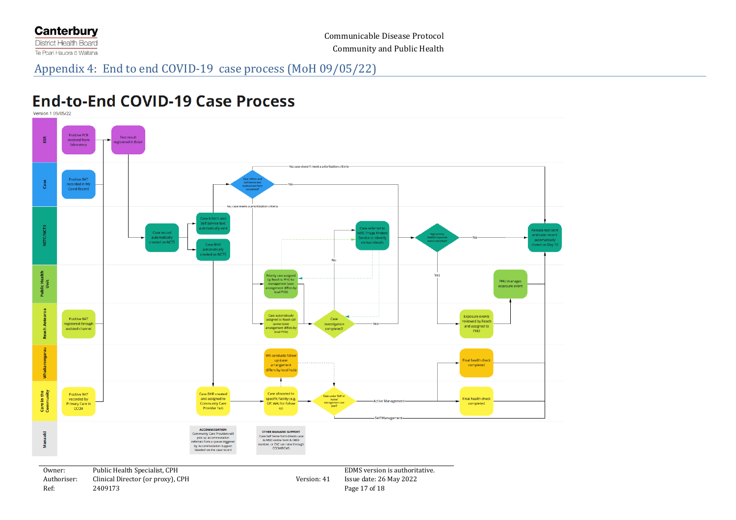## Appendix 4: End to end COVID-19 case process (MoH 09/05/22)

# End-to-End COVID-19 Case Process

Version 1 09/05/22

**ESR**
- Positive PCR received from laboratory
- Test result registered in Eclair

**Case**
- Positive RAT recorded in My Covid Record
- Case inform and Self Service text received and form completed?
  - No; case doesn't meet a prioritisation criteria
  - Yes
  - No; case meets a prioritisation criteria

**NITC/NCTS**
- Case record automatically created on NCTS
- Case inform and Self Service text automatically sent
- Case BHR automatically created on NCTS
- Case referred to NITC Triage Finders Service to identify contact details
- High priority location exposure events identified?
  - No
  - Yes
- Release text sent and case record automatically closed on Day 10

**Public Health Unit**
- Priority case assigned by Reach to PHU for management (case arrangement differs by local PHU)
- PHU manages exposure event

**Reach Aotearoa**
- Positive RAT registered through assisted channel
- Case automatically assigned to Reach call queue (case arrangement differs by local PHU)
- Case investigation completed?
  - No
  - Yes
- Exposure events reviewed by Reach and assigned to PHU

**Whakarongarau**
- WA conducts follow up (case arrangement differs by local hub)
- Final health check completed

**Care in the Community**
- Positive RAT recorded by Primary Care in CCCM
- Case BHR created and assigned to Community Care Provider hub
- Case allocated to specific facility (e.g. GP, WA) for follow up
- Case under 'Self' or 'Active' management care plan?
  - Active Management
  - Self Management
- Final health check completed

**Manaaki**
- **ACCOMMODATION**
  Community Care Providers will pick up accommodation referrals from a queue triggered by 'Accommodation Support Needed' on the case record
- **OTHER MANAAKI SUPPORT**
  Case Self Serve form directs case to MSD online form & 0800 number, or CiC can raise through CCCM/BCMS

| | | | |
|---|---|---|---|
| Owner: | Public Health Specialist, CPH | | EDMS version is authoritative. |
| Authoriser: | Clinical Director (or proxy), CPH | Version: 41 | Issue date: 26 May 2022 |
| Ref: | 2409173 | | |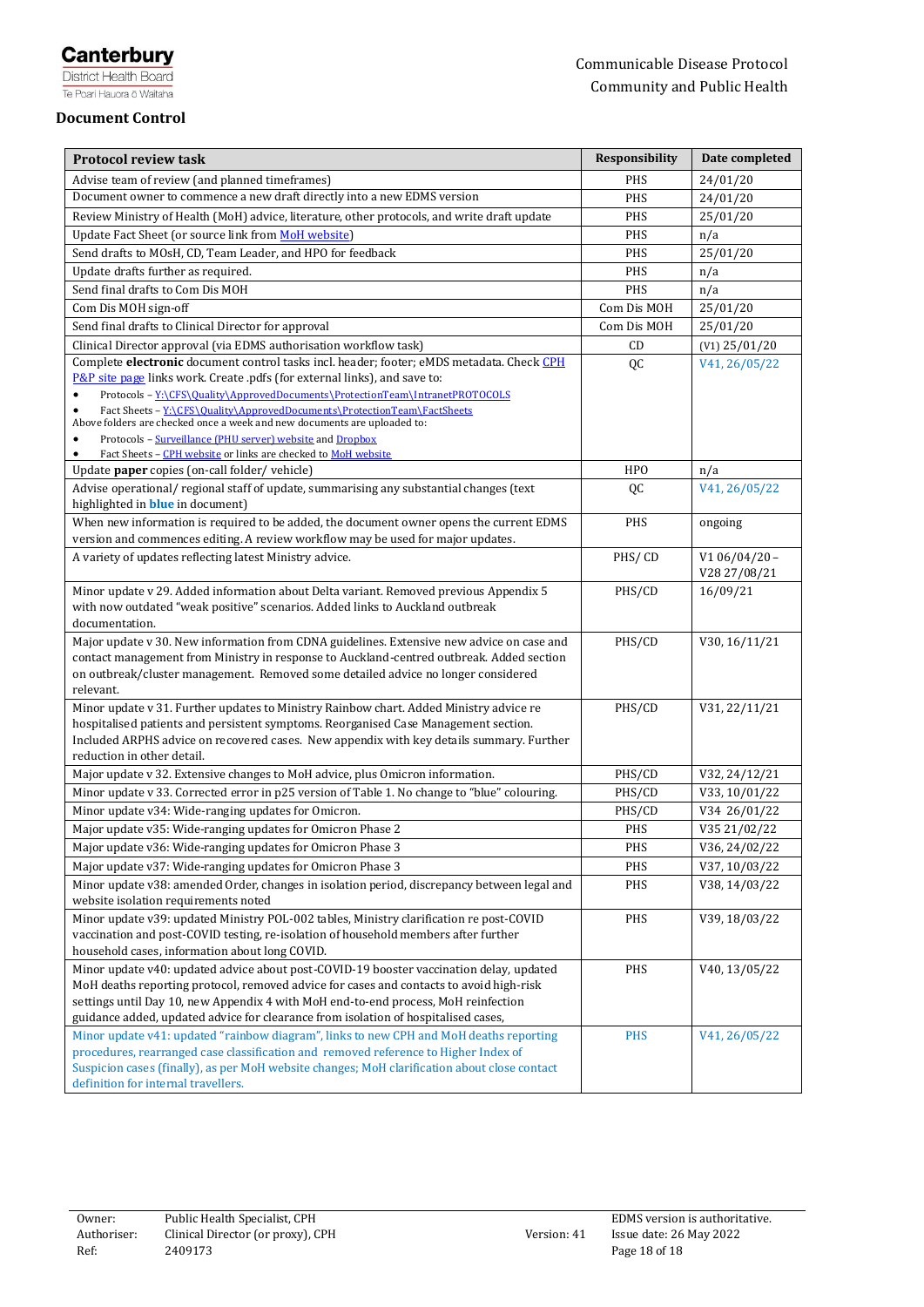## Document Control

| Protocol review task | Responsibility | Date completed |
|---|---|---|
| Advise team of review (and planned timeframes) | PHS | 24/01/20 |
| Document owner to commence a new draft directly into a new EDMS version | PHS | 24/01/20 |
| Review Ministry of Health (MoH) advice, literature, other protocols, and write draft update | PHS | 25/01/20 |
| Update Fact Sheet (or source link from MoH website) | PHS | n/a |
| Send drafts to MOsH, CD, Team Leader, and HPO for feedback | PHS | 25/01/20 |
| Update drafts further as required. | PHS | n/a |
| Send final drafts to Com Dis MOH | PHS | n/a |
| Com Dis MOH sign-off | Com Dis MOH | 25/01/20 |
| Send final drafts to Clinical Director for approval | Com Dis MOH | 25/01/20 |
| Clinical Director approval (via EDMS authorisation workflow task) | CD | (V1) 25/01/20 |
| Complete **electronic** document control tasks incl. header; footer; eMDS metadata. Check CPH P&P site page links work. Create .pdfs (for external links), and save to:<br>• Protocols – Y:\CFS\Quality\ApprovedDocuments\ProtectionTeam\IntranetPROTOCOLS<br>• Fact Sheets – Y:\CFS\Quality\ApprovedDocuments\ProtectionTeam\FactSheets<br>Above folders are checked once a week and new documents are uploaded to:<br>• Protocols – Surveillance (PHU server) website and Dropbox<br>• Fact Sheets – CPH website or links are checked to MoH website | QC | V41, 26/05/22 |
| Update **paper** copies (on-call folder/ vehicle) | HPO | n/a |
| Advise operational/ regional staff of update, summarising any substantial changes (text highlighted in **blue** in document) | QC | V41, 26/05/22 |
| When new information is required to be added, the document owner opens the current EDMS version and commences editing. A review workflow may be used for major updates. | PHS | ongoing |
| A variety of updates reflecting latest Ministry advice. | PHS/ CD | V1 06/04/20 – V28 27/08/21 |
| Minor update v 29. Added information about Delta variant. Removed previous Appendix 5 with now outdated "weak positive" scenarios. Added links to Auckland outbreak documentation. | PHS/CD | 16/09/21 |
| Major update v 30. New information from CDNA guidelines. Extensive new advice on case and contact management from Ministry in response to Auckland-centred outbreak. Added section on outbreak/cluster management. Removed some detailed advice no longer considered relevant. | PHS/CD | V30, 16/11/21 |
| Minor update v 31. Further updates to Ministry Rainbow chart. Added Ministry advice re hospitalised patients and persistent symptoms. Reorganised Case Management section. Included ARPHS advice on recovered cases. New appendix with key details summary. Further reduction in other detail. | PHS/CD | V31, 22/11/21 |
| Major update v 32. Extensive changes to MoH advice, plus Omicron information. | PHS/CD | V32, 24/12/21 |
| Minor update v 33. Corrected error in p25 version of Table 1. No change to "blue" colouring. | PHS/CD | V33, 10/01/22 |
| Minor update v34: Wide-ranging updates for Omicron. | PHS/CD | V34 26/01/22 |
| Major update v35: Wide-ranging updates for Omicron Phase 2 | PHS | V35 21/02/22 |
| Major update v36: Wide-ranging updates for Omicron Phase 3 | PHS | V36, 24/02/22 |
| Major update v37: Wide-ranging updates for Omicron Phase 3 | PHS | V37, 10/03/22 |
| Minor update v38: amended Order, changes in isolation period, discrepancy between legal and website isolation requirements noted | PHS | V38, 14/03/22 |
| Minor update v39: updated Ministry POL-002 tables, Ministry clarification re post-COVID vaccination and post-COVID testing, re-isolation of household members after further household cases, information about long COVID. | PHS | V39, 18/03/22 |
| Minor update v40: updated advice about post-COVID-19 booster vaccination delay, updated MoH deaths reporting protocol, removed advice for cases and contacts to avoid high-risk settings until Day 10, new Appendix 4 with MoH end-to-end process, MoH reinfection guidance added, updated advice for clearance from isolation of hospitalised cases, | PHS | V40, 13/05/22 |
| Minor update v41: updated "rainbow diagram", links to new CPH and MoH deaths reporting procedures, rearranged case classification and removed reference to Higher Index of Suspicion cases (finally), as per MoH website changes; MoH clarification about close contact definition for internal travellers. | PHS | V41, 26/05/22 |